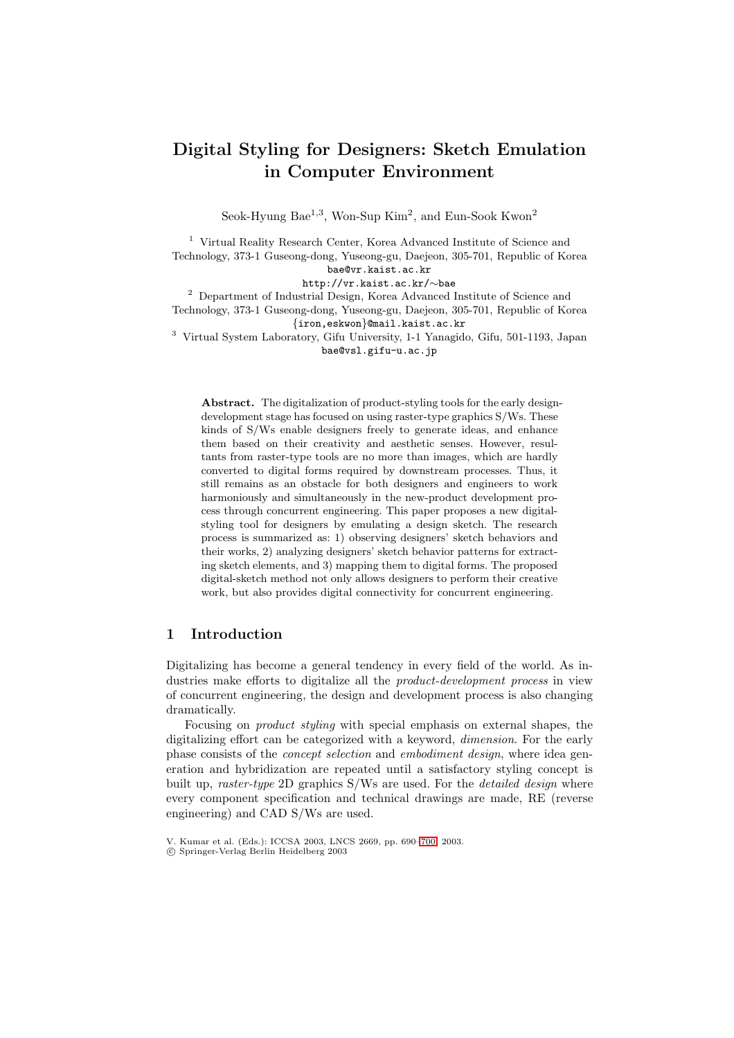# Digital Styling for Designers: Sketch Emulation in Computer Environment

Seok-Hyung Bae[1,3], Won-Sup Kim[2], and Eun-Sook Kwon[2]

[1] Virtual Reality Research Center, Korea Advanced Institute of Science and Technology, 373-1 Guseong-dong, Yuseong-gu, Daejeon, 305-701, Republic of Korea
bae@vr.kaist.ac.kr
http://vr.kaist.ac.kr/∼bae

[2] Department of Industrial Design, Korea Advanced Institute of Science and Technology, 373-1 Guseong-dong, Yuseong-gu, Daejeon, 305-701, Republic of Korea
{iron,eskwon}@mail.kaist.ac.kr

[3] Virtual System Laboratory, Gifu University, 1-1 Yanagido, Gifu, 501-1193, Japan
bae@vsl.gifu-u.ac.jp

**Abstract.** The digitalization of product-styling tools for the early design-development stage has focused on using raster-type graphics S/Ws. These kinds of S/Ws enable designers freely to generate ideas, and enhance them based on their creativity and aesthetic senses. However, resultants from raster-type tools are no more than images, which are hardly converted to digital forms required by downstream processes. Thus, it still remains as an obstacle for both designers and engineers to work harmoniously and simultaneously in the new-product development process through concurrent engineering. This paper proposes a new digital-styling tool for designers by emulating a design sketch. The research process is summarized as: 1) observing designers' sketch behaviors and their works, 2) analyzing designers' sketch behavior patterns for extracting sketch elements, and 3) mapping them to digital forms. The proposed digital-sketch method not only allows designers to perform their creative work, but also provides digital connectivity for concurrent engineering.

## 1 Introduction

Digitalizing has become a general tendency in every field of the world. As industries make efforts to digitalize all the *product-development process* in view of concurrent engineering, the design and development process is also changing dramatically.

Focusing on *product styling* with special emphasis on external shapes, the digitalizing effort can be categorized with a keyword, *dimension*. For the early phase consists of the *concept selection* and *embodiment design*, where idea generation and hybridization are repeated until a satisfactory styling concept is built up, *raster-type* 2D graphics S/Ws are used. For the *detailed design* where every component specification and technical drawings are made, RE (reverse engineering) and CAD S/Ws are used.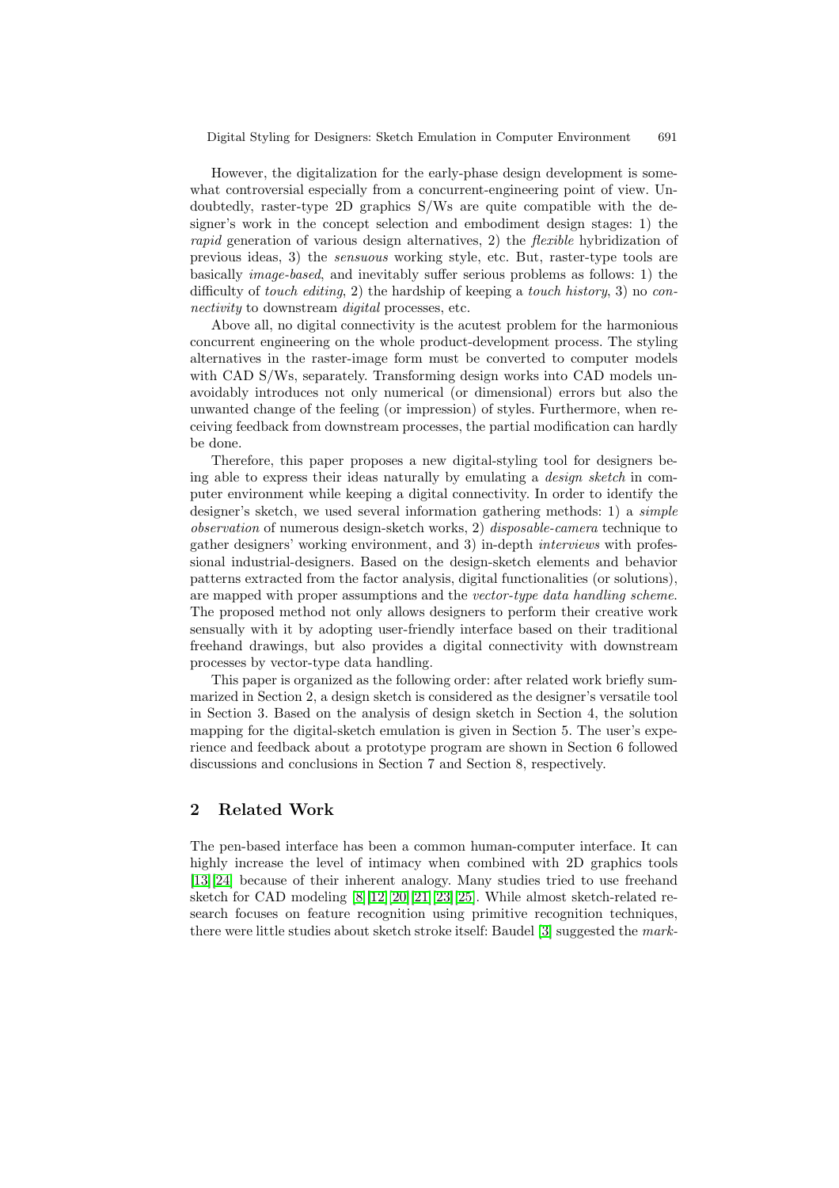However, the digitalization for the early-phase design development is somewhat controversial especially from a concurrent-engineering point of view. Undoubtedly, raster-type 2D graphics S/Ws are quite compatible with the designer's work in the concept selection and embodiment design stages: 1) the *rapid* generation of various design alternatives, 2) the *flexible* hybridization of previous ideas, 3) the *sensuous* working style, etc. But, raster-type tools are basically *image-based*, and inevitably suffer serious problems as follows: 1) the difficulty of *touch editing*, 2) the hardship of keeping a *touch history*, 3) no *connectivity* to downstream *digital* processes, etc.

Above all, no digital connectivity is the acutest problem for the harmonious concurrent engineering on the whole product-development process. The styling alternatives in the raster-image form must be converted to computer models with CAD S/Ws, separately. Transforming design works into CAD models unavoidably introduces not only numerical (or dimensional) errors but also the unwanted change of the feeling (or impression) of styles. Furthermore, when receiving feedback from downstream processes, the partial modification can hardly be done.

Therefore, this paper proposes a new digital-styling tool for designers being able to express their ideas naturally by emulating a *design sketch* in computer environment while keeping a digital connectivity. In order to identify the designer's sketch, we used several information gathering methods: 1) a *simple observation* of numerous design-sketch works, 2) *disposable-camera* technique to gather designers' working environment, and 3) in-depth *interviews* with professional industrial-designers. Based on the design-sketch elements and behavior patterns extracted from the factor analysis, digital functionalities (or solutions), are mapped with proper assumptions and the *vector-type data handling scheme*. The proposed method not only allows designers to perform their creative work sensually with it by adopting user-friendly interface based on their traditional freehand drawings, but also provides a digital connectivity with downstream processes by vector-type data handling.

This paper is organized as the following order: after related work briefly summarized in Section 2, a design sketch is considered as the designer's versatile tool in Section 3. Based on the analysis of design sketch in Section 4, the solution mapping for the digital-sketch emulation is given in Section 5. The user's experience and feedback about a prototype program are shown in Section 6 followed discussions and conclusions in Section 7 and Section 8, respectively.

## 2 Related Work

The pen-based interface has been a common human-computer interface. It can highly increase the level of intimacy when combined with 2D graphics tools [13][24] because of their inherent analogy. Many studies tried to use freehand sketch for CAD modeling [8][12][20][21][23][25]. While almost sketch-related research focuses on feature recognition using primitive recognition techniques, there were little studies about sketch stroke itself: Baudel [3] suggested the *mark-*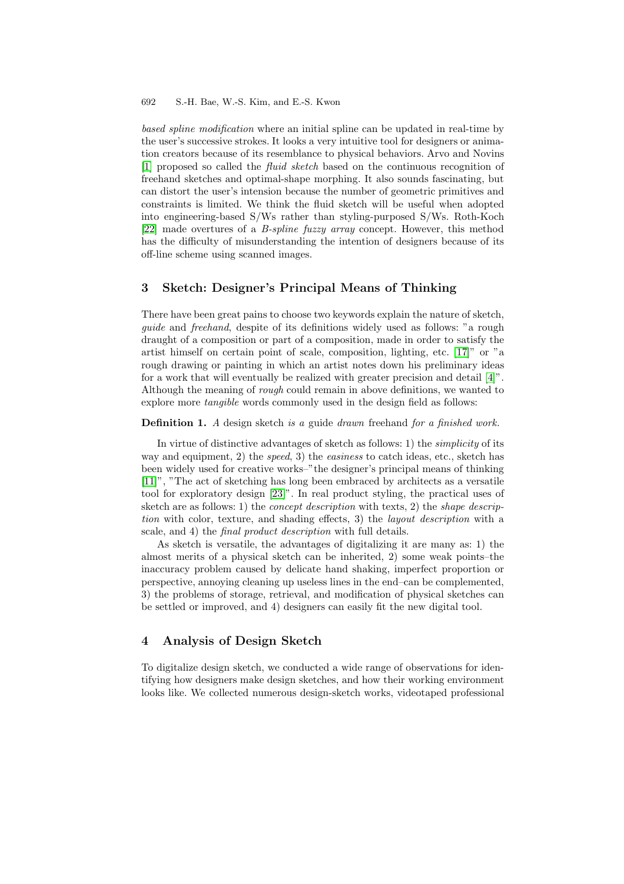*based spline modification* where an initial spline can be updated in real-time by the user's successive strokes. It looks a very intuitive tool for designers or animation creators because of its resemblance to physical behaviors. Arvo and Novins [1] proposed so called the *fluid sketch* based on the continuous recognition of freehand sketches and optimal-shape morphing. It also sounds fascinating, but can distort the user's intension because the number of geometric primitives and constraints is limited. We think the fluid sketch will be useful when adopted into engineering-based S/Ws rather than styling-purposed S/Ws. Roth-Koch [22] made overtures of a *B-spline fuzzy array* concept. However, this method has the difficulty of misunderstanding the intention of designers because of its off-line scheme using scanned images.

## 3 Sketch: Designer's Principal Means of Thinking

There have been great pains to choose two keywords explain the nature of sketch, *guide* and *freehand*, despite of its definitions widely used as follows: "a rough draught of a composition or part of a composition, made in order to satisfy the artist himself on certain point of scale, composition, lighting, etc. [17]" or "a rough drawing or painting in which an artist notes down his preliminary ideas for a work that will eventually be realized with greater precision and detail [4]". Although the meaning of *rough* could remain in above definitions, we wanted to explore more *tangible* words commonly used in the design field as follows:

**Definition 1.** *A* design sketch *is a* guide *drawn* freehand *for a finished work.*

In virtue of distinctive advantages of sketch as follows: 1) the *simplicity* of its way and equipment, 2) the *speed*, 3) the *easiness* to catch ideas, etc., sketch has been widely used for creative works–"the designer's principal means of thinking [11]", "The act of sketching has long been embraced by architects as a versatile tool for exploratory design [23]". In real product styling, the practical uses of sketch are as follows: 1) the *concept description* with texts, 2) the *shape description* with color, texture, and shading effects, 3) the *layout description* with a scale, and 4) the *final product description* with full details.

As sketch is versatile, the advantages of digitalizing it are many as: 1) the almost merits of a physical sketch can be inherited, 2) some weak points–the inaccuracy problem caused by delicate hand shaking, imperfect proportion or perspective, annoying cleaning up useless lines in the end–can be complemented, 3) the problems of storage, retrieval, and modification of physical sketches can be settled or improved, and 4) designers can easily fit the new digital tool.

## 4 Analysis of Design Sketch

To digitalize design sketch, we conducted a wide range of observations for identifying how designers make design sketches, and how their working environment looks like. We collected numerous design-sketch works, videotaped professional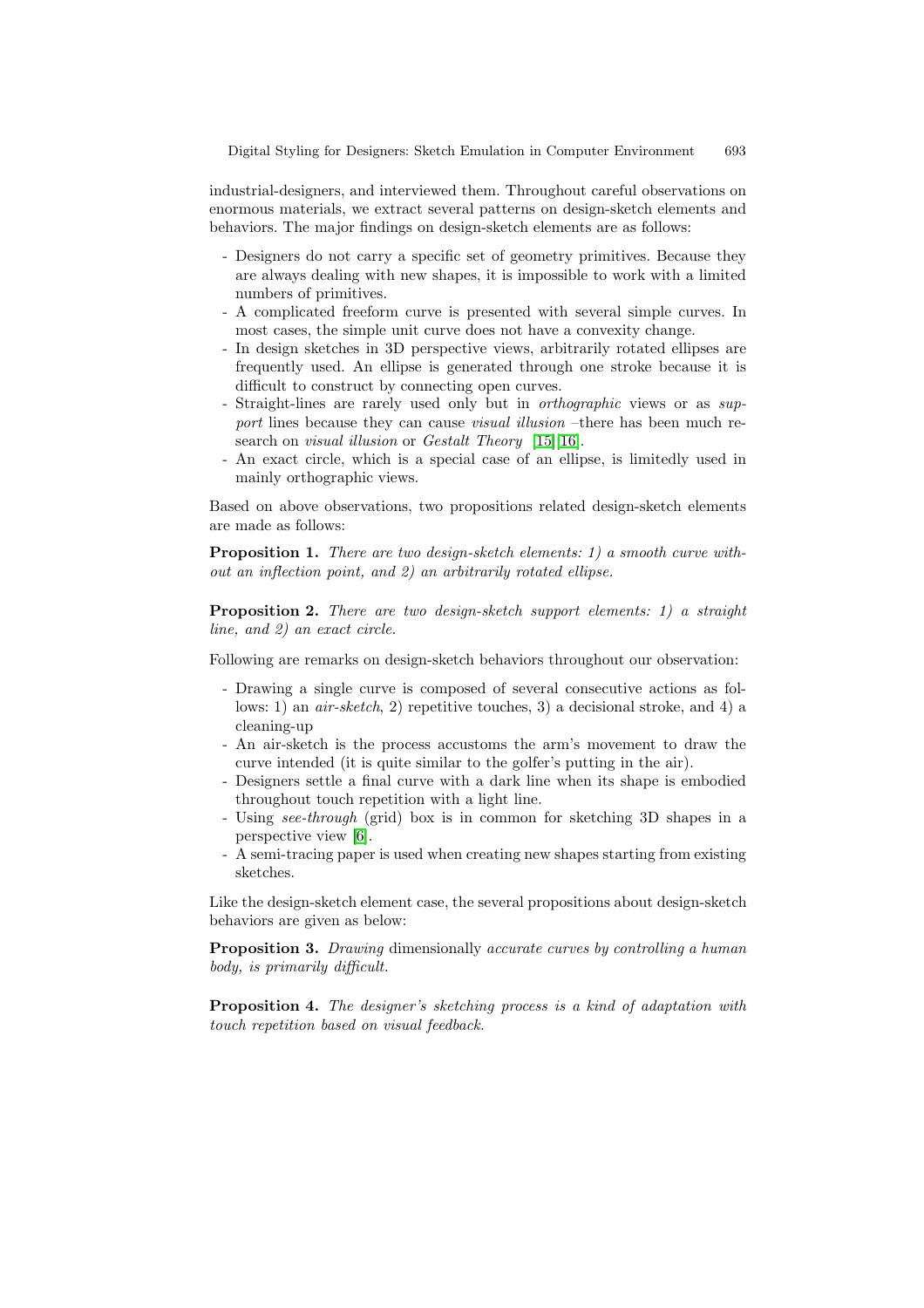industrial-designers, and interviewed them. Throughout careful observations on enormous materials, we extract several patterns on design-sketch elements and behaviors. The major findings on design-sketch elements are as follows:

- Designers do not carry a specific set of geometry primitives. Because they are always dealing with new shapes, it is impossible to work with a limited numbers of primitives.
- A complicated freeform curve is presented with several simple curves. In most cases, the simple unit curve does not have a convexity change.
- In design sketches in 3D perspective views, arbitrarily rotated ellipses are frequently used. An ellipse is generated through one stroke because it is difficult to construct by connecting open curves.
- Straight-lines are rarely used only but in *orthographic* views or as *support* lines because they can cause *visual illusion* –there has been much research on *visual illusion* or *Gestalt Theory* [15][16].
- An exact circle, which is a special case of an ellipse, is limitedly used in mainly orthographic views.

Based on above observations, two propositions related design-sketch elements are made as follows:

**Proposition 1.** *There are two design-sketch elements: 1) a smooth curve without an inflection point, and 2) an arbitrarily rotated ellipse.*

**Proposition 2.** *There are two design-sketch support elements: 1) a straight line, and 2) an exact circle.*

Following are remarks on design-sketch behaviors throughout our observation:

- Drawing a single curve is composed of several consecutive actions as follows: 1) an *air-sketch*, 2) repetitive touches, 3) a decisional stroke, and 4) a cleaning-up
- An air-sketch is the process accustoms the arm's movement to draw the curve intended (it is quite similar to the golfer's putting in the air).
- Designers settle a final curve with a dark line when its shape is embodied throughout touch repetition with a light line.
- Using *see-through* (grid) box is in common for sketching 3D shapes in a perspective view [6].
- A semi-tracing paper is used when creating new shapes starting from existing sketches.

Like the design-sketch element case, the several propositions about design-sketch behaviors are given as below:

**Proposition 3.** *Drawing* dimensionally *accurate curves by controlling a human body, is primarily difficult.*

**Proposition 4.** *The designer's sketching process is a kind of adaptation with touch repetition based on visual feedback.*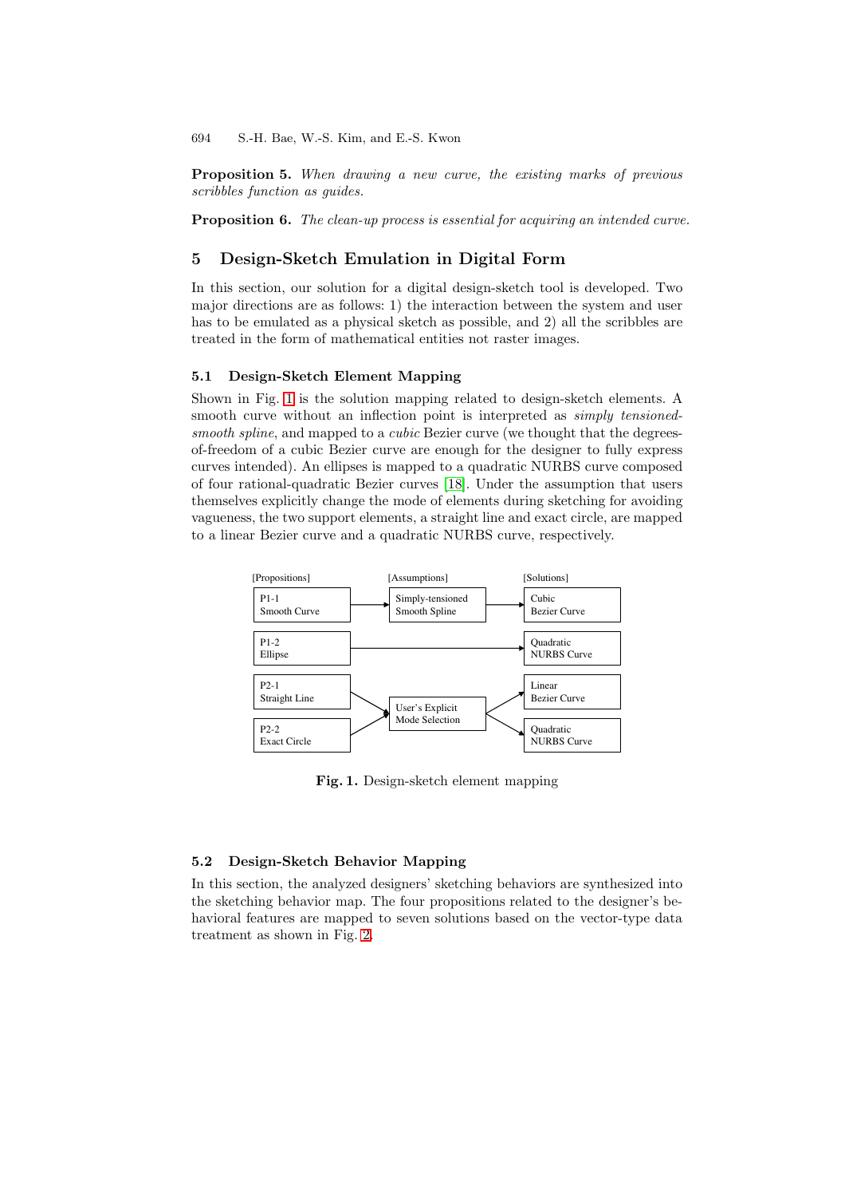**Proposition 5.** *When drawing a new curve, the existing marks of previous scribbles function as guides.*

**Proposition 6.** *The clean-up process is essential for acquiring an intended curve.*

## 5 Design-Sketch Emulation in Digital Form

In this section, our solution for a digital design-sketch tool is developed. Two major directions are as follows: 1) the interaction between the system and user has to be emulated as a physical sketch as possible, and 2) all the scribbles are treated in the form of mathematical entities not raster images.

### 5.1 Design-Sketch Element Mapping

Shown in Fig. 1 is the solution mapping related to design-sketch elements. A smooth curve without an inflection point is interpreted as *simply tensioned-smooth spline*, and mapped to a *cubic* Bezier curve (we thought that the degrees-of-freedom of a cubic Bezier curve are enough for the designer to fully express curves intended). An ellipses is mapped to a quadratic NURBS curve composed of four rational-quadratic Bezier curves [18]. Under the assumption that users themselves explicitly change the mode of elements during sketching for avoiding vagueness, the two support elements, a straight line and exact circle, are mapped to a linear Bezier curve and a quadratic NURBS curve, respectively.

| [Propositions] | [Assumptions] | [Solutions] |
|---|---|---|
| P1-1 Smooth Curve | Simply-tensioned Smooth Spline | Cubic Bezier Curve |
| P1-2 Ellipse | | Quadratic NURBS Curve |
| P2-1 Straight Line | User's Explicit Mode Selection | Linear Bezier Curve |
| P2-2 Exact Circle | User's Explicit Mode Selection | Quadratic NURBS Curve |

**Fig. 1.** Design-sketch element mapping

### 5.2 Design-Sketch Behavior Mapping

In this section, the analyzed designers' sketching behaviors are synthesized into the sketching behavior map. The four propositions related to the designer's behavioral features are mapped to seven solutions based on the vector-type data treatment as shown in Fig. 2.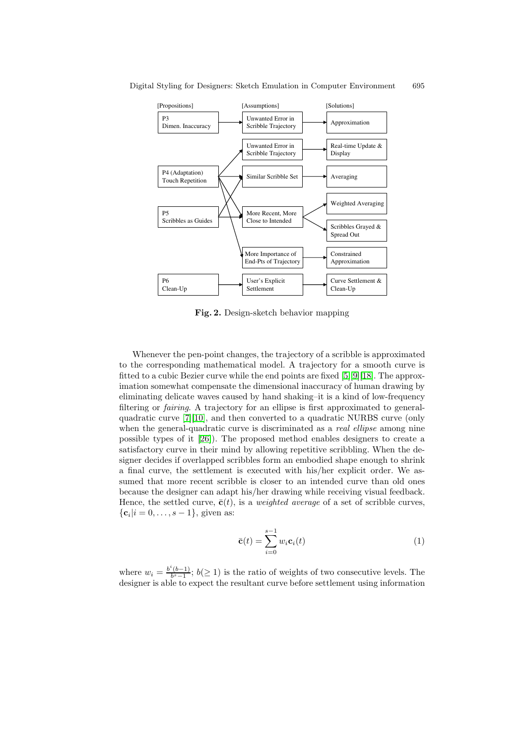| [Propositions] | [Assumptions] | [Solutions] |
| --- | --- | --- |
| P3 Dimen. Inaccuracy | Unwanted Error in Scribble Trajectory | Approximation |
| | Unwanted Error in Scribble Trajectory | Real-time Update & Display |
| P4 (Adaptation) Touch Repetition | Similar Scribble Set | Averaging |
| | | Weighted Averaging |
| P5 Scribbles as Guides | More Recent, More Close to Intended | Scribbles Grayed & Spread Out |
| | More Importance of End-Pts of Trajectory | Constrained Approximation |
| P6 Clean-Up | User's Explicit Settlement | Curve Settlement & Clean-Up |

**Fig. 2.** Design-sketch behavior mapping

Whenever the pen-point changes, the trajectory of a scribble is approximated to the corresponding mathematical model. A trajectory for a smooth curve is fitted to a cubic Bezier curve while the end points are fixed [5][9][18]. The approximation somewhat compensate the dimensional inaccuracy of human drawing by eliminating delicate waves caused by hand shaking–it is a kind of low-frequency filtering or *fairing*. A trajectory for an ellipse is first approximated to general-quadratic curve [7][10], and then converted to a quadratic NURBS curve (only when the general-quadratic curve is discriminated as a *real ellipse* among nine possible types of it [26]). The proposed method enables designers to create a satisfactory curve in their mind by allowing repetitive scribbling. When the designer decides if overlapped scribbles form an embodied shape enough to shrink a final curve, the settlement is executed with his/her explicit order. We assumed that more recent scribble is closer to an intended curve than old ones because the designer can adapt his/her drawing while receiving visual feedback. Hence, the settled curve, $\bar{\mathbf{c}}(t)$, is a *weighted average* of a set of scribble curves, $\{\mathbf{c}_i | i = 0, \ldots, s-1\}$, given as:

$$\bar{\mathbf{c}}(t) = \sum_{i=0}^{s-1} w_i \mathbf{c}_i(t) \tag{1}$$

where $w_i = \frac{b^i(b-1)}{b^s-1}$; $b (\geq 1)$ is the ratio of weights of two consecutive levels. The designer is able to expect the resultant curve before settlement using information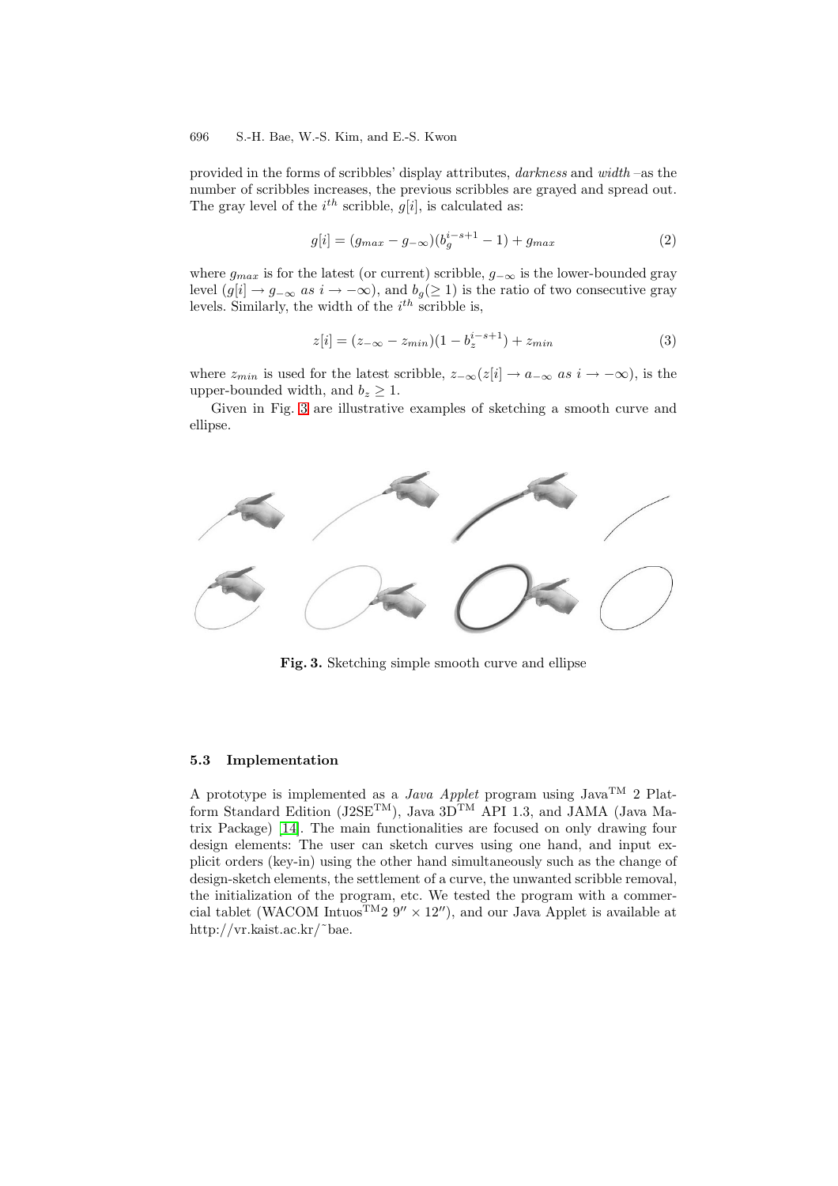provided in the forms of scribbles' display attributes, *darkness* and *width* –as the number of scribbles increases, the previous scribbles are grayed and spread out. The gray level of the $i^{th}$ scribble, $g[i]$, is calculated as:

$$g[i] = (g_{max} - g_{-\infty})(b_g^{i-s+1} - 1) + g_{max} \tag{2}$$

where $g_{max}$ is for the latest (or current) scribble, $g_{-\infty}$ is the lower-bounded gray level ($g[i] \rightarrow g_{-\infty}$ *as* $i \rightarrow -\infty$), and $b_g(\geq 1)$ is the ratio of two consecutive gray levels. Similarly, the width of the $i^{th}$ scribble is,

$$z[i] = (z_{-\infty} - z_{min})(1 - b_z^{i-s+1}) + z_{min} \tag{3}$$

where $z_{min}$ is used for the latest scribble, $z_{-\infty}(z[i] \rightarrow a_{-\infty}$ *as* $i \rightarrow -\infty)$, is the upper-bounded width, and $b_z \geq 1$.

Given in Fig. 3 are illustrative examples of sketching a smooth curve and ellipse.

**Fig. 3.** Sketching simple smooth curve and ellipse

### 5.3 Implementation

A prototype is implemented as a *Java Applet* program using Java™ 2 Platform Standard Edition (J2SE™), Java 3D™ API 1.3, and JAMA (Java Matrix Package) [14]. The main functionalities are focused on only drawing four design elements: The user can sketch curves using one hand, and input explicit orders (key-in) using the other hand simultaneously such as the change of design-sketch elements, the settlement of a curve, the unwanted scribble removal, the initialization of the program, etc. We tested the program with a commercial tablet (WACOM Intuos™2 9″ × 12″), and our Java Applet is available at http://vr.kaist.ac.kr/˜bae.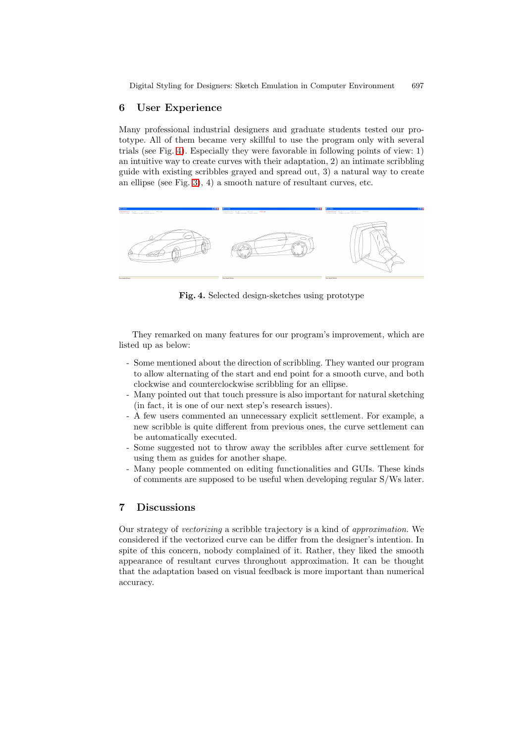## 6 User Experience

Many professional industrial designers and graduate students tested our prototype. All of them became very skillful to use the program only with several trials (see Fig. 4). Especially they were favorable in following points of view: 1) an intuitive way to create curves with their adaptation, 2) an intimate scribbling guide with existing scribbles grayed and spread out, 3) a natural way to create an ellipse (see Fig. 3), 4) a smooth nature of resultant curves, etc.

**Fig. 4.** Selected design-sketches using prototype

They remarked on many features for our program's improvement, which are listed up as below:

- Some mentioned about the direction of scribbling. They wanted our program to allow alternating of the start and end point for a smooth curve, and both clockwise and counterclockwise scribbling for an ellipse.
- Many pointed out that touch pressure is also important for natural sketching (in fact, it is one of our next step's research issues).
- A few users commented an unnecessary explicit settlement. For example, a new scribble is quite different from previous ones, the curve settlement can be automatically executed.
- Some suggested not to throw away the scribbles after curve settlement for using them as guides for another shape.
- Many people commented on editing functionalities and GUIs. These kinds of comments are supposed to be useful when developing regular S/Ws later.

## 7 Discussions

Our strategy of *vectorizing* a scribble trajectory is a kind of *approximation*. We considered if the vectorized curve can be differ from the designer's intention. In spite of this concern, nobody complained of it. Rather, they liked the smooth appearance of resultant curves throughout approximation. It can be thought that the adaptation based on visual feedback is more important than numerical accuracy.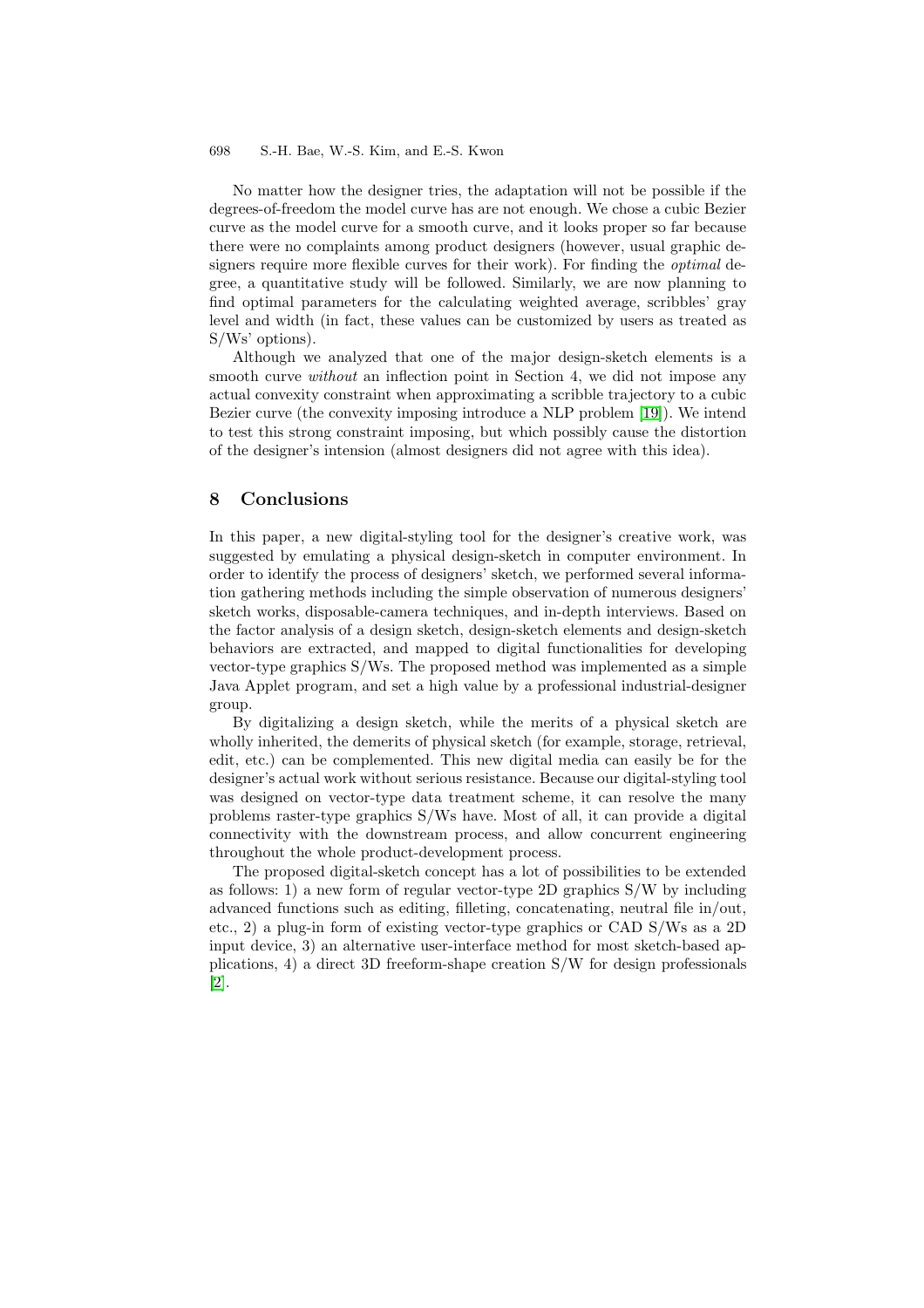No matter how the designer tries, the adaptation will not be possible if the degrees-of-freedom the model curve has are not enough. We chose a cubic Bezier curve as the model curve for a smooth curve, and it looks proper so far because there were no complaints among product designers (however, usual graphic designers require more flexible curves for their work). For finding the *optimal* degree, a quantitative study will be followed. Similarly, we are now planning to find optimal parameters for the calculating weighted average, scribbles' gray level and width (in fact, these values can be customized by users as treated as S/Ws' options).

Although we analyzed that one of the major design-sketch elements is a smooth curve *without* an inflection point in Section 4, we did not impose any actual convexity constraint when approximating a scribble trajectory to a cubic Bezier curve (the convexity imposing introduce a NLP problem [19]). We intend to test this strong constraint imposing, but which possibly cause the distortion of the designer's intension (almost designers did not agree with this idea).

## 8 Conclusions

In this paper, a new digital-styling tool for the designer's creative work, was suggested by emulating a physical design-sketch in computer environment. In order to identify the process of designers' sketch, we performed several information gathering methods including the simple observation of numerous designers' sketch works, disposable-camera techniques, and in-depth interviews. Based on the factor analysis of a design sketch, design-sketch elements and design-sketch behaviors are extracted, and mapped to digital functionalities for developing vector-type graphics S/Ws. The proposed method was implemented as a simple Java Applet program, and set a high value by a professional industrial-designer group.

By digitalizing a design sketch, while the merits of a physical sketch are wholly inherited, the demerits of physical sketch (for example, storage, retrieval, edit, etc.) can be complemented. This new digital media can easily be for the designer's actual work without serious resistance. Because our digital-styling tool was designed on vector-type data treatment scheme, it can resolve the many problems raster-type graphics S/Ws have. Most of all, it can provide a digital connectivity with the downstream process, and allow concurrent engineering throughout the whole product-development process.

The proposed digital-sketch concept has a lot of possibilities to be extended as follows: 1) a new form of regular vector-type 2D graphics S/W by including advanced functions such as editing, filleting, concatenating, neutral file in/out, etc., 2) a plug-in form of existing vector-type graphics or CAD S/Ws as a 2D input device, 3) an alternative user-interface method for most sketch-based applications, 4) a direct 3D freeform-shape creation S/W for design professionals [2].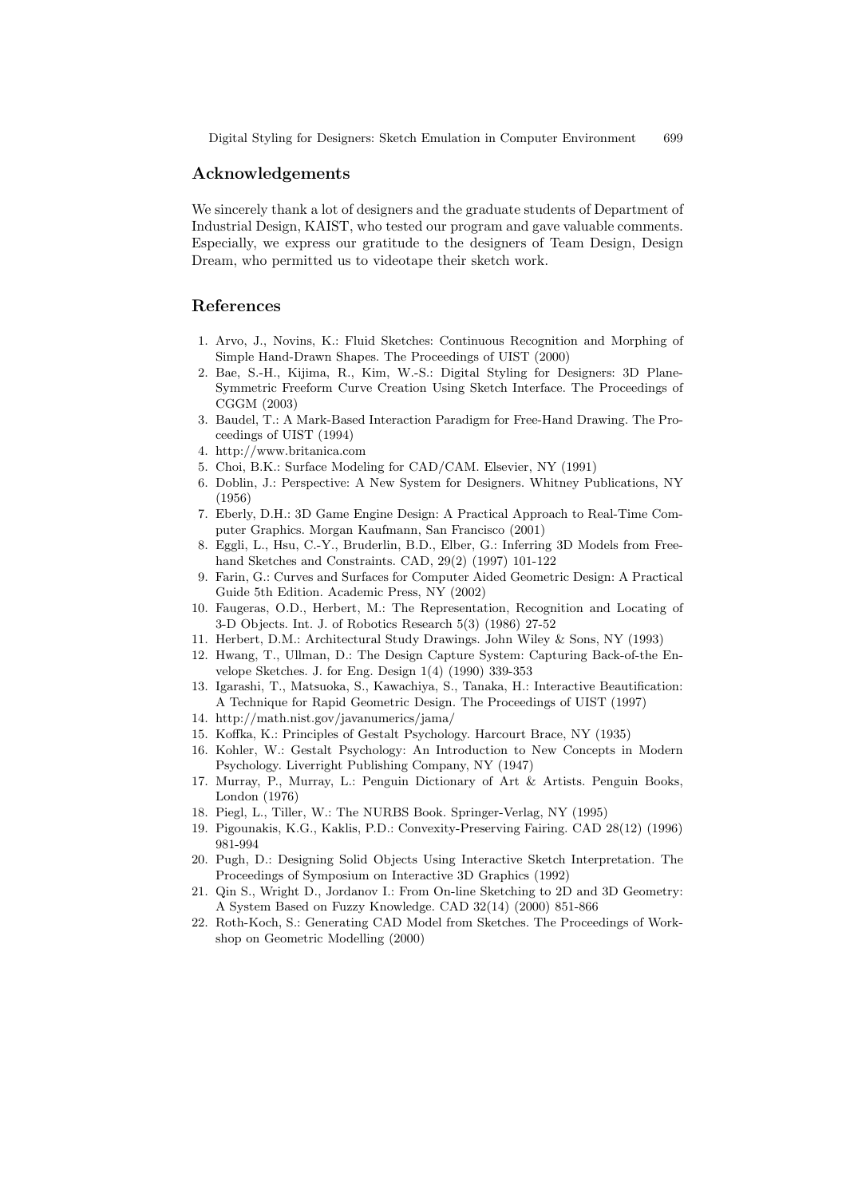## Acknowledgements

We sincerely thank a lot of designers and the graduate students of Department of Industrial Design, KAIST, who tested our program and gave valuable comments. Especially, we express our gratitude to the designers of Team Design, Design Dream, who permitted us to videotape their sketch work.

## References

1. Arvo, J., Novins, K.: Fluid Sketches: Continuous Recognition and Morphing of Simple Hand-Drawn Shapes. The Proceedings of UIST (2000)
2. Bae, S.-H., Kijima, R., Kim, W.-S.: Digital Styling for Designers: 3D Plane-Symmetric Freeform Curve Creation Using Sketch Interface. The Proceedings of CGGM (2003)
3. Baudel, T.: A Mark-Based Interaction Paradigm for Free-Hand Drawing. The Proceedings of UIST (1994)
4. http://www.britanica.com
5. Choi, B.K.: Surface Modeling for CAD/CAM. Elsevier, NY (1991)
6. Doblin, J.: Perspective: A New System for Designers. Whitney Publications, NY (1956)
7. Eberly, D.H.: 3D Game Engine Design: A Practical Approach to Real-Time Computer Graphics. Morgan Kaufmann, San Francisco (2001)
8. Eggli, L., Hsu, C.-Y., Bruderlin, B.D., Elber, G.: Inferring 3D Models from Free-hand Sketches and Constraints. CAD, 29(2) (1997) 101-122
9. Farin, G.: Curves and Surfaces for Computer Aided Geometric Design: A Practical Guide 5th Edition. Academic Press, NY (2002)
10. Faugeras, O.D., Herbert, M.: The Representation, Recognition and Locating of 3-D Objects. Int. J. of Robotics Research 5(3) (1986) 27-52
11. Herbert, D.M.: Architectural Study Drawings. John Wiley & Sons, NY (1993)
12. Hwang, T., Ullman, D.: The Design Capture System: Capturing Back-of-the Envelope Sketches. J. for Eng. Design 1(4) (1990) 339-353
13. Igarashi, T., Matsuoka, S., Kawachiya, S., Tanaka, H.: Interactive Beautification: A Technique for Rapid Geometric Design. The Proceedings of UIST (1997)
14. http://math.nist.gov/javanumerics/jama/
15. Koffka, K.: Principles of Gestalt Psychology. Harcourt Brace, NY (1935)
16. Kohler, W.: Gestalt Psychology: An Introduction to New Concepts in Modern Psychology. Liverright Publishing Company, NY (1947)
17. Murray, P., Murray, L.: Penguin Dictionary of Art & Artists. Penguin Books, London (1976)
18. Piegl, L., Tiller, W.: The NURBS Book. Springer-Verlag, NY (1995)
19. Pigounakis, K.G., Kaklis, P.D.: Convexity-Preserving Fairing. CAD 28(12) (1996) 981-994
20. Pugh, D.: Designing Solid Objects Using Interactive Sketch Interpretation. The Proceedings of Symposium on Interactive 3D Graphics (1992)
21. Qin S., Wright D., Jordanov I.: From On-line Sketching to 2D and 3D Geometry: A System Based on Fuzzy Knowledge. CAD 32(14) (2000) 851-866
22. Roth-Koch, S.: Generating CAD Model from Sketches. The Proceedings of Workshop on Geometric Modelling (2000)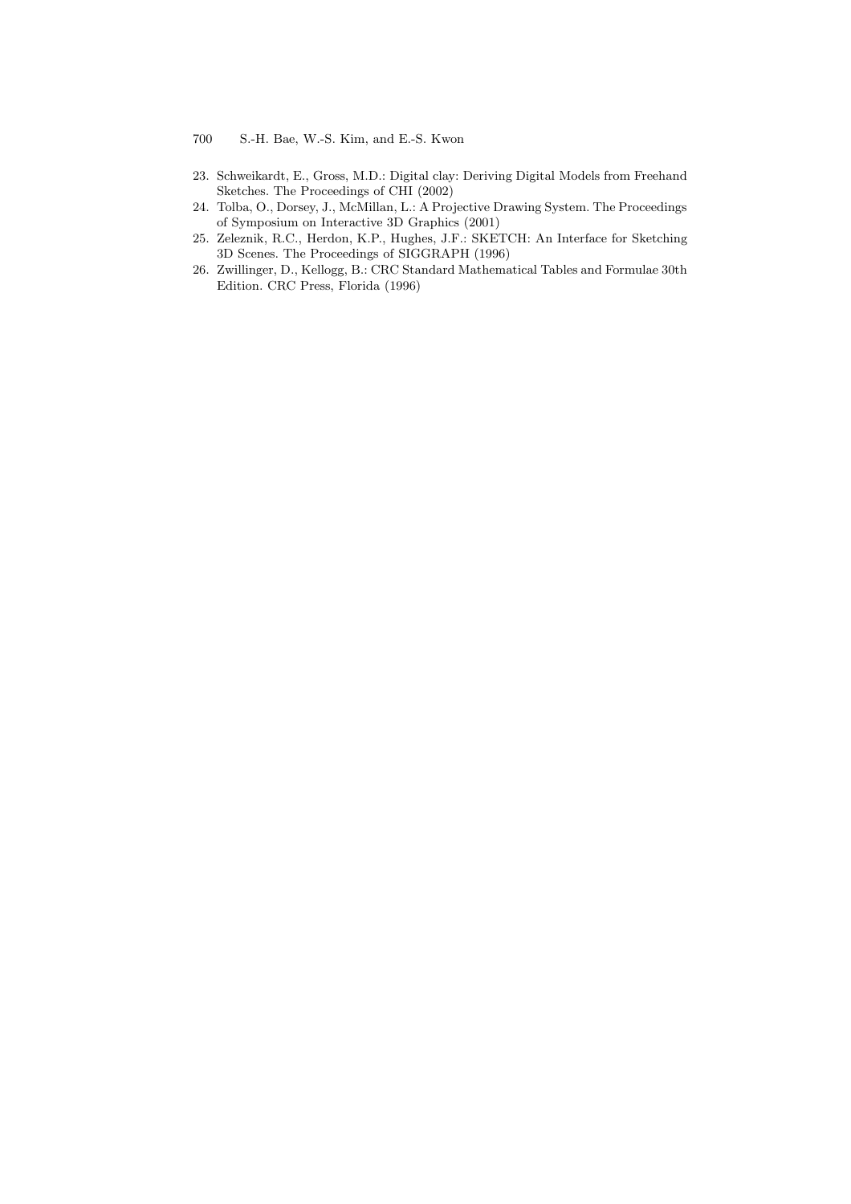23. Schweikardt, E., Gross, M.D.: Digital clay: Deriving Digital Models from Freehand Sketches. The Proceedings of CHI (2002)
24. Tolba, O., Dorsey, J., McMillan, L.: A Projective Drawing System. The Proceedings of Symposium on Interactive 3D Graphics (2001)
25. Zeleznik, R.C., Herdon, K.P., Hughes, J.F.: SKETCH: An Interface for Sketching 3D Scenes. The Proceedings of SIGGRAPH (1996)
26. Zwillinger, D., Kellogg, B.: CRC Standard Mathematical Tables and Formulae 30th Edition. CRC Press, Florida (1996)